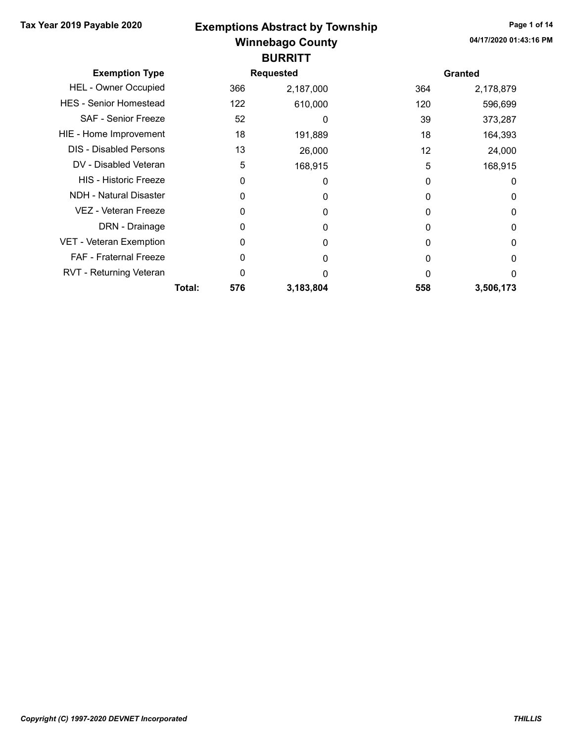# Exemptions Abstract by Township
## Winnebago County
### BURRITT

Tax Year 2019 Payable 2020

04/17/2020 01:43:16 PM

| Exemption Type | | Requested | | Granted | |
|---|---|---|---|---|---|
| HEL - Owner Occupied | | 366 | 2,187,000 | 364 | 2,178,879 |
| HES - Senior Homestead | | 122 | 610,000 | 120 | 596,699 |
| SAF - Senior Freeze | | 52 | 0 | 39 | 373,287 |
| HIE - Home Improvement | | 18 | 191,889 | 18 | 164,393 |
| DIS - Disabled Persons | | 13 | 26,000 | 12 | 24,000 |
| DV - Disabled Veteran | | 5 | 168,915 | 5 | 168,915 |
| HIS - Historic Freeze | | 0 | 0 | 0 | 0 |
| NDH - Natural Disaster | | 0 | 0 | 0 | 0 |
| VEZ - Veteran Freeze | | 0 | 0 | 0 | 0 |
| DRN - Drainage | | 0 | 0 | 0 | 0 |
| VET - Veteran Exemption | | 0 | 0 | 0 | 0 |
| FAF - Fraternal Freeze | | 0 | 0 | 0 | 0 |
| RVT - Returning Veteran | | 0 | 0 | 0 | 0 |
| | **Total:** | **576** | **3,183,804** | **558** | **3,506,173** |

*Copyright (C) 1997-2020 DEVNET Incorporated*

*THILLIS*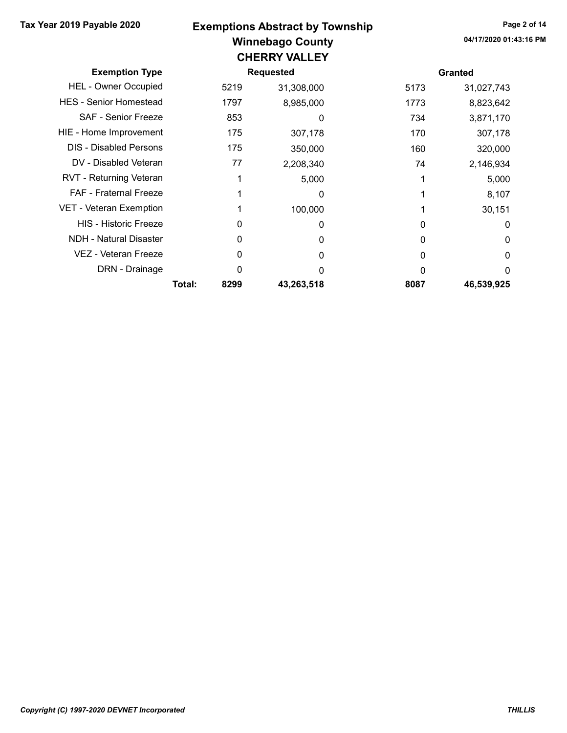# Exemptions Abstract by Township

## Winnebago County

## CHERRY VALLEY

Tax Year 2019 Payable 2020

04/17/2020 01:43:16 PM

| Exemption Type | Requested | | Granted | |
|---|---|---|---|---|
| HEL - Owner Occupied | 5219 | 31,308,000 | 5173 | 31,027,743 |
| HES - Senior Homestead | 1797 | 8,985,000 | 1773 | 8,823,642 |
| SAF - Senior Freeze | 853 | 0 | 734 | 3,871,170 |
| HIE - Home Improvement | 175 | 307,178 | 170 | 307,178 |
| DIS - Disabled Persons | 175 | 350,000 | 160 | 320,000 |
| DV - Disabled Veteran | 77 | 2,208,340 | 74 | 2,146,934 |
| RVT - Returning Veteran | 1 | 5,000 | 1 | 5,000 |
| FAF - Fraternal Freeze | 1 | 0 | 1 | 8,107 |
| VET - Veteran Exemption | 1 | 100,000 | 1 | 30,151 |
| HIS - Historic Freeze | 0 | 0 | 0 | 0 |
| NDH - Natural Disaster | 0 | 0 | 0 | 0 |
| VEZ - Veteran Freeze | 0 | 0 | 0 | 0 |
| DRN - Drainage | 0 | 0 | 0 | 0 |
| **Total:** | **8299** | **43,263,518** | **8087** | **46,539,925** |

*Copyright (C) 1997-2020 DEVNET Incorporated*

***THILLIS***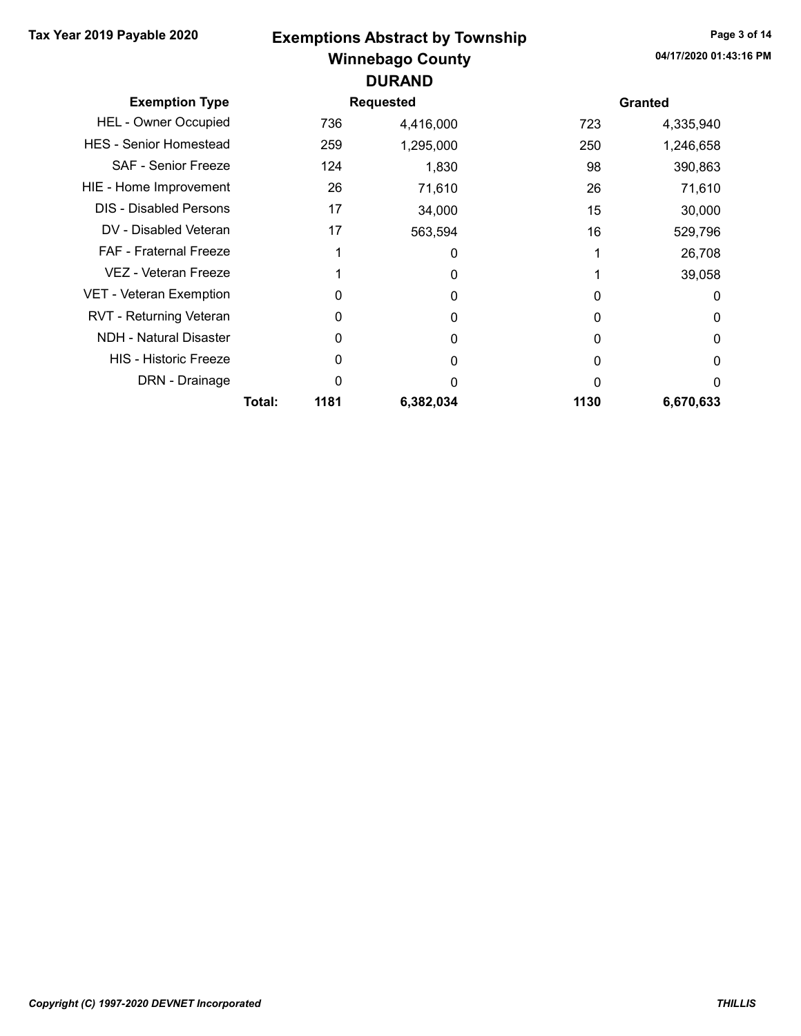# Exemptions Abstract by Township

## Winnebago County

## DURAND

Tax Year 2019 Payable 2020

04/17/2020 01:43:16 PM

| Exemption Type | | Requested | | Granted | |
|---|---|---|---|---|---|
| HEL - Owner Occupied | | 736 | 4,416,000 | 723 | 4,335,940 |
| HES - Senior Homestead | | 259 | 1,295,000 | 250 | 1,246,658 |
| SAF - Senior Freeze | | 124 | 1,830 | 98 | 390,863 |
| HIE - Home Improvement | | 26 | 71,610 | 26 | 71,610 |
| DIS - Disabled Persons | | 17 | 34,000 | 15 | 30,000 |
| DV - Disabled Veteran | | 17 | 563,594 | 16 | 529,796 |
| FAF - Fraternal Freeze | | 1 | 0 | 1 | 26,708 |
| VEZ - Veteran Freeze | | 1 | 0 | 1 | 39,058 |
| VET - Veteran Exemption | | 0 | 0 | 0 | 0 |
| RVT - Returning Veteran | | 0 | 0 | 0 | 0 |
| NDH - Natural Disaster | | 0 | 0 | 0 | 0 |
| HIS - Historic Freeze | | 0 | 0 | 0 | 0 |
| DRN - Drainage | | 0 | 0 | 0 | 0 |
| | **Total:** | **1181** | **6,382,034** | **1130** | **6,670,633** |

*Copyright (C) 1997-2020 DEVNET Incorporated*

***THILLIS***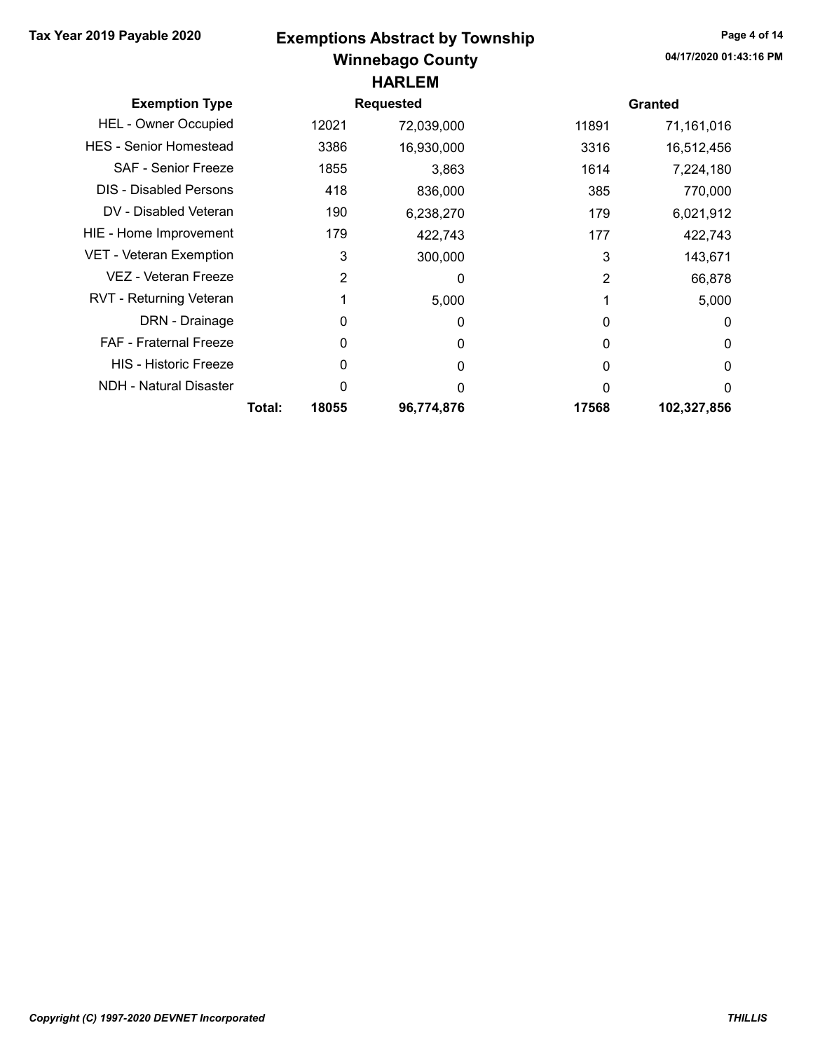**Tax Year 2019 Payable 2020**

# Exemptions Abstract by Township
## Winnebago County
## HARLEM

04/17/2020 01:43:16 PM

| Exemption Type | | Requested | | Granted | |
|---|---|---|---|---|---|
| HEL - Owner Occupied | | 12021 | 72,039,000 | 11891 | 71,161,016 |
| HES - Senior Homestead | | 3386 | 16,930,000 | 3316 | 16,512,456 |
| SAF - Senior Freeze | | 1855 | 3,863 | 1614 | 7,224,180 |
| DIS - Disabled Persons | | 418 | 836,000 | 385 | 770,000 |
| DV - Disabled Veteran | | 190 | 6,238,270 | 179 | 6,021,912 |
| HIE - Home Improvement | | 179 | 422,743 | 177 | 422,743 |
| VET - Veteran Exemption | | 3 | 300,000 | 3 | 143,671 |
| VEZ - Veteran Freeze | | 2 | 0 | 2 | 66,878 |
| RVT - Returning Veteran | | 1 | 5,000 | 1 | 5,000 |
| DRN - Drainage | | 0 | 0 | 0 | 0 |
| FAF - Fraternal Freeze | | 0 | 0 | 0 | 0 |
| HIS - Historic Freeze | | 0 | 0 | 0 | 0 |
| NDH - Natural Disaster | | 0 | 0 | 0 | 0 |
| | **Total:** | **18055** | **96,774,876** | **17568** | **102,327,856** |

*Copyright (C) 1997-2020 DEVNET Incorporated*

*THILLIS*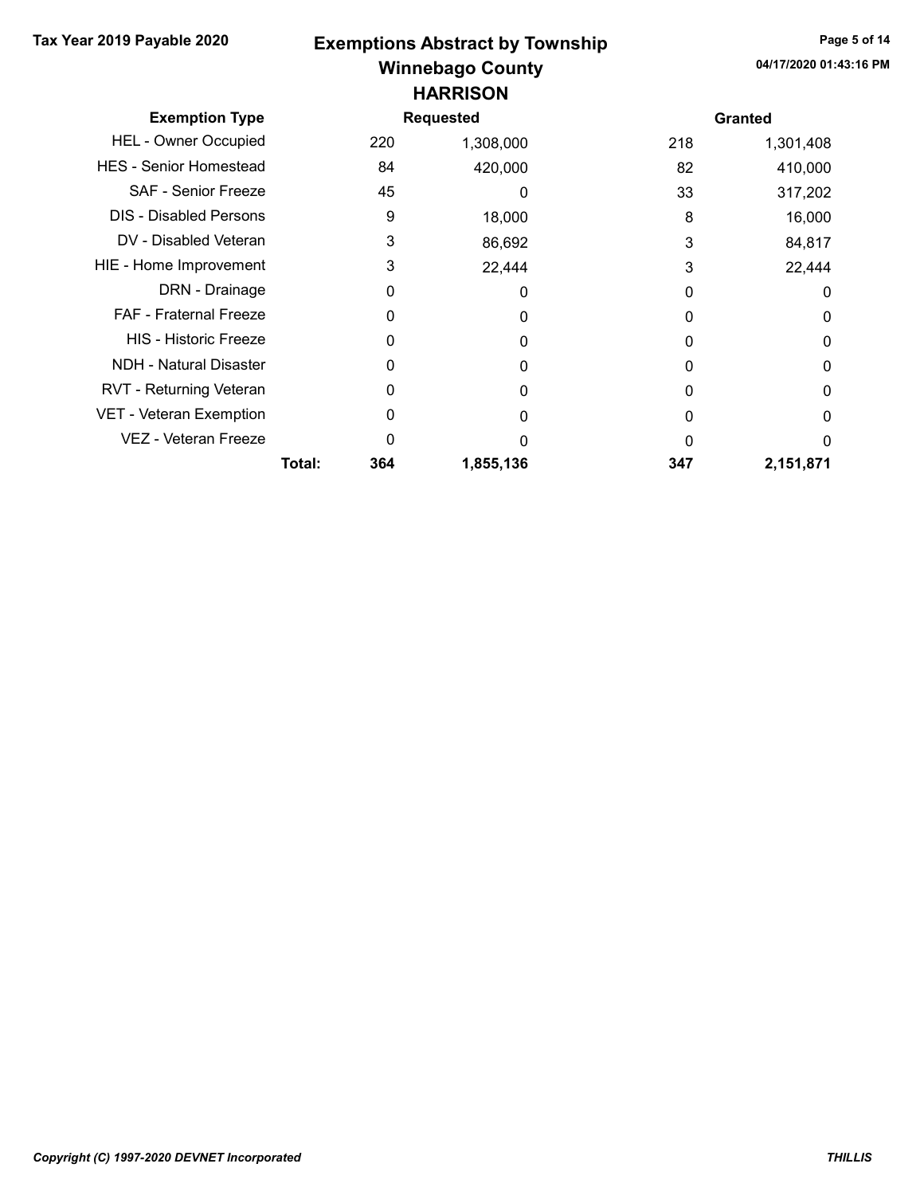# Exemptions Abstract by Township

## Winnebago County

### HARRISON

Tax Year 2019 Payable 2020

| Exemption Type | Requested | | Granted | |
|---|---|---|---|---|
| HEL - Owner Occupied | 220 | 1,308,000 | 218 | 1,301,408 |
| HES - Senior Homestead | 84 | 420,000 | 82 | 410,000 |
| SAF - Senior Freeze | 45 | 0 | 33 | 317,202 |
| DIS - Disabled Persons | 9 | 18,000 | 8 | 16,000 |
| DV - Disabled Veteran | 3 | 86,692 | 3 | 84,817 |
| HIE - Home Improvement | 3 | 22,444 | 3 | 22,444 |
| DRN - Drainage | 0 | 0 | 0 | 0 |
| FAF - Fraternal Freeze | 0 | 0 | 0 | 0 |
| HIS - Historic Freeze | 0 | 0 | 0 | 0 |
| NDH - Natural Disaster | 0 | 0 | 0 | 0 |
| RVT - Returning Veteran | 0 | 0 | 0 | 0 |
| VET - Veteran Exemption | 0 | 0 | 0 | 0 |
| VEZ - Veteran Freeze | 0 | 0 | 0 | 0 |
| **Total:** | **364** | **1,855,136** | **347** | **2,151,871** |

04/17/2020 01:43:16 PM

*Copyright (C) 1997-2020 DEVNET Incorporated*

*THILLIS*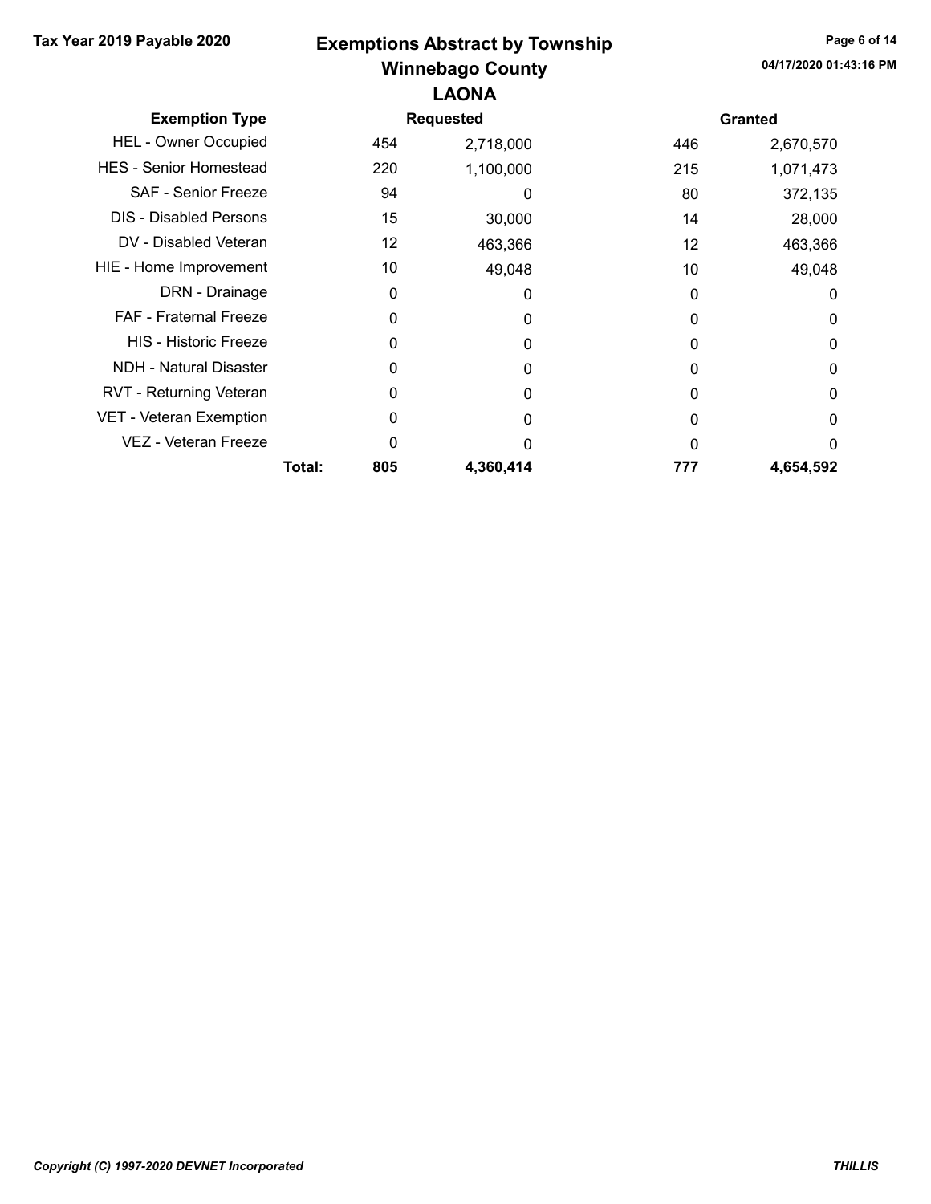Tax Year 2019 Payable 2020

# Exemptions Abstract by Township

## Winnebago County

## LAONA

04/17/2020 01:43:16 PM

| Exemption Type | | Requested | | Granted | |
|---|---|---|---|---|---|
| HEL - Owner Occupied | | 454 | 2,718,000 | 446 | 2,670,570 |
| HES - Senior Homestead | | 220 | 1,100,000 | 215 | 1,071,473 |
| SAF - Senior Freeze | | 94 | 0 | 80 | 372,135 |
| DIS - Disabled Persons | | 15 | 30,000 | 14 | 28,000 |
| DV - Disabled Veteran | | 12 | 463,366 | 12 | 463,366 |
| HIE - Home Improvement | | 10 | 49,048 | 10 | 49,048 |
| DRN - Drainage | | 0 | 0 | 0 | 0 |
| FAF - Fraternal Freeze | | 0 | 0 | 0 | 0 |
| HIS - Historic Freeze | | 0 | 0 | 0 | 0 |
| NDH - Natural Disaster | | 0 | 0 | 0 | 0 |
| RVT - Returning Veteran | | 0 | 0 | 0 | 0 |
| VET - Veteran Exemption | | 0 | 0 | 0 | 0 |
| VEZ - Veteran Freeze | | 0 | 0 | 0 | 0 |
| | **Total:** | **805** | **4,360,414** | **777** | **4,654,592** |

*Copyright (C) 1997-2020 DEVNET Incorporated*

*THILLIS*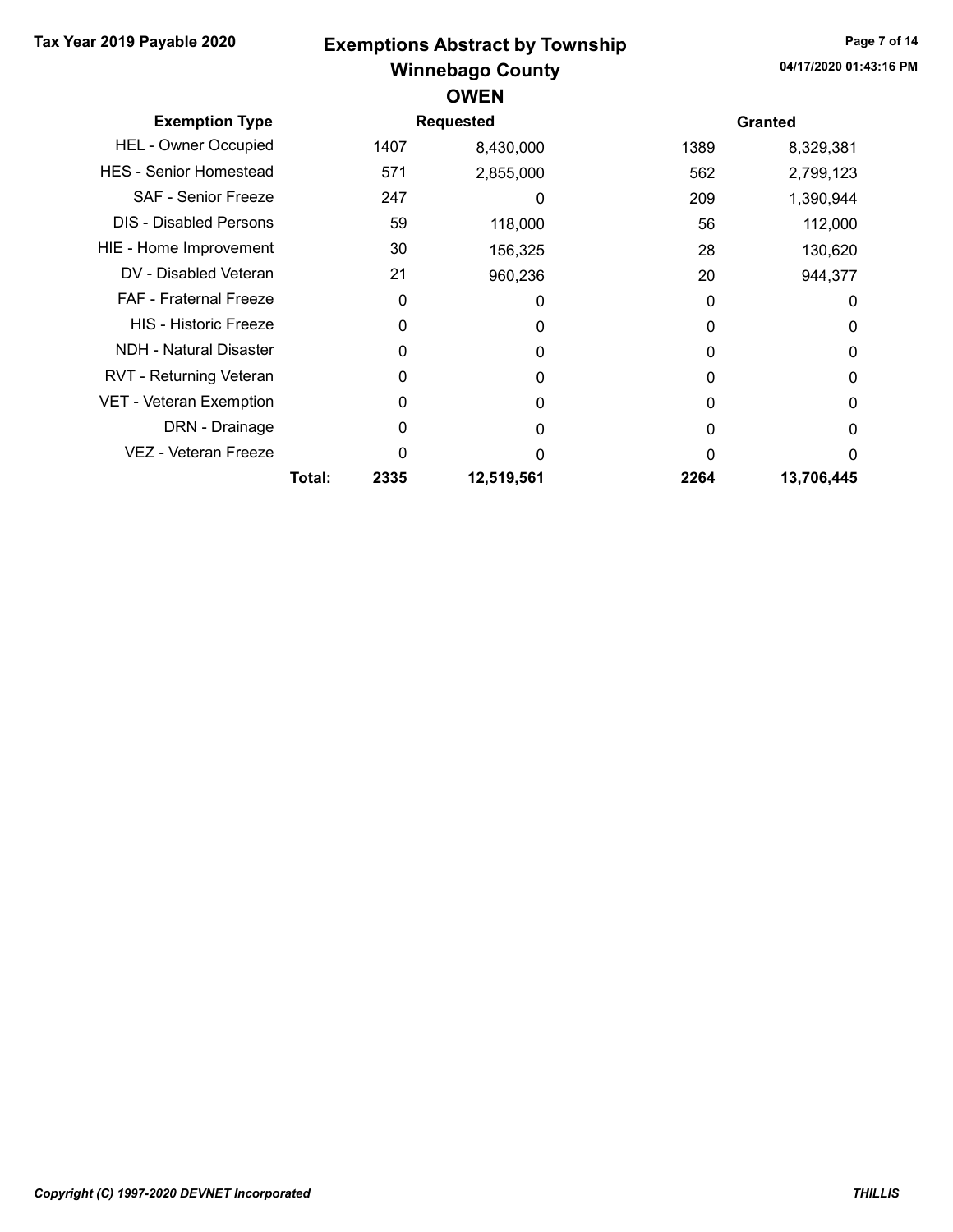**Tax Year 2019 Payable 2020**

# Exemptions Abstract by Township
## Winnebago County
## OWEN

04/17/2020 01:43:16 PM

| Exemption Type | | Requested | | Granted | |
|---|---|---|---|---|---|
| HEL - Owner Occupied | | 1407 | 8,430,000 | 1389 | 8,329,381 |
| HES - Senior Homestead | | 571 | 2,855,000 | 562 | 2,799,123 |
| SAF - Senior Freeze | | 247 | 0 | 209 | 1,390,944 |
| DIS - Disabled Persons | | 59 | 118,000 | 56 | 112,000 |
| HIE - Home Improvement | | 30 | 156,325 | 28 | 130,620 |
| DV - Disabled Veteran | | 21 | 960,236 | 20 | 944,377 |
| FAF - Fraternal Freeze | | 0 | 0 | 0 | 0 |
| HIS - Historic Freeze | | 0 | 0 | 0 | 0 |
| NDH - Natural Disaster | | 0 | 0 | 0 | 0 |
| RVT - Returning Veteran | | 0 | 0 | 0 | 0 |
| VET - Veteran Exemption | | 0 | 0 | 0 | 0 |
| DRN - Drainage | | 0 | 0 | 0 | 0 |
| VEZ - Veteran Freeze | | 0 | 0 | 0 | 0 |
| | **Total:** | **2335** | **12,519,561** | **2264** | **13,706,445** |

*Copyright (C) 1997-2020 DEVNET Incorporated*

***THILLIS***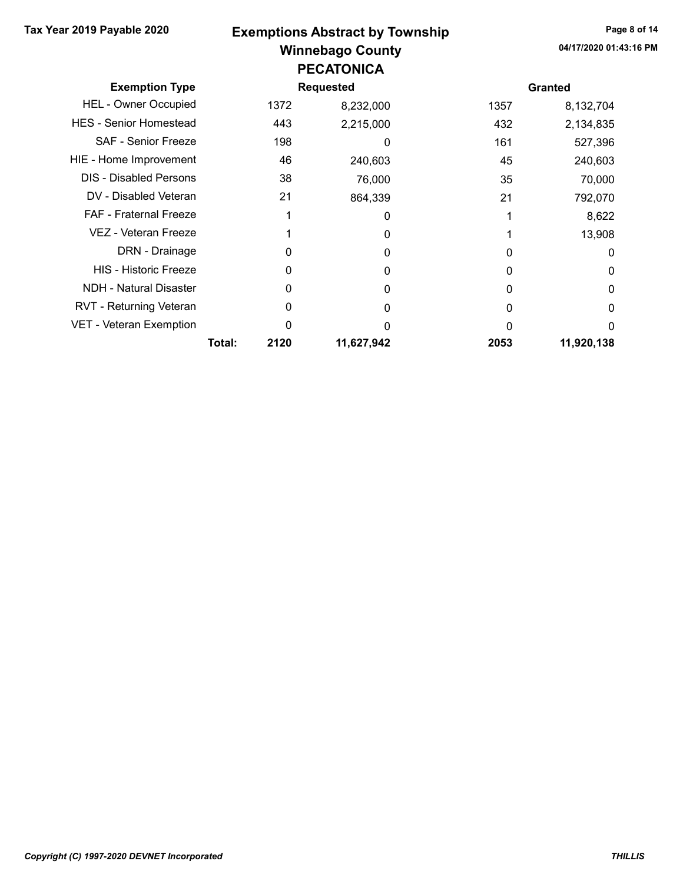# Exemptions Abstract by Township

## Winnebago County

## PECATONICA

Tax Year 2019 Payable 2020

04/17/2020 01:43:16 PM

| Exemption Type | | Requested | | Granted | |
|---|---|---|---|---|---|
| HEL - Owner Occupied | | 1372 | 8,232,000 | 1357 | 8,132,704 |
| HES - Senior Homestead | | 443 | 2,215,000 | 432 | 2,134,835 |
| SAF - Senior Freeze | | 198 | 0 | 161 | 527,396 |
| HIE - Home Improvement | | 46 | 240,603 | 45 | 240,603 |
| DIS - Disabled Persons | | 38 | 76,000 | 35 | 70,000 |
| DV - Disabled Veteran | | 21 | 864,339 | 21 | 792,070 |
| FAF - Fraternal Freeze | | 1 | 0 | 1 | 8,622 |
| VEZ - Veteran Freeze | | 1 | 0 | 1 | 13,908 |
| DRN - Drainage | | 0 | 0 | 0 | 0 |
| HIS - Historic Freeze | | 0 | 0 | 0 | 0 |
| NDH - Natural Disaster | | 0 | 0 | 0 | 0 |
| RVT - Returning Veteran | | 0 | 0 | 0 | 0 |
| VET - Veteran Exemption | | 0 | 0 | 0 | 0 |
| | **Total:** | **2120** | **11,627,942** | **2053** | **11,920,138** |

*Copyright (C) 1997-2020 DEVNET Incorporated*

*THILLIS*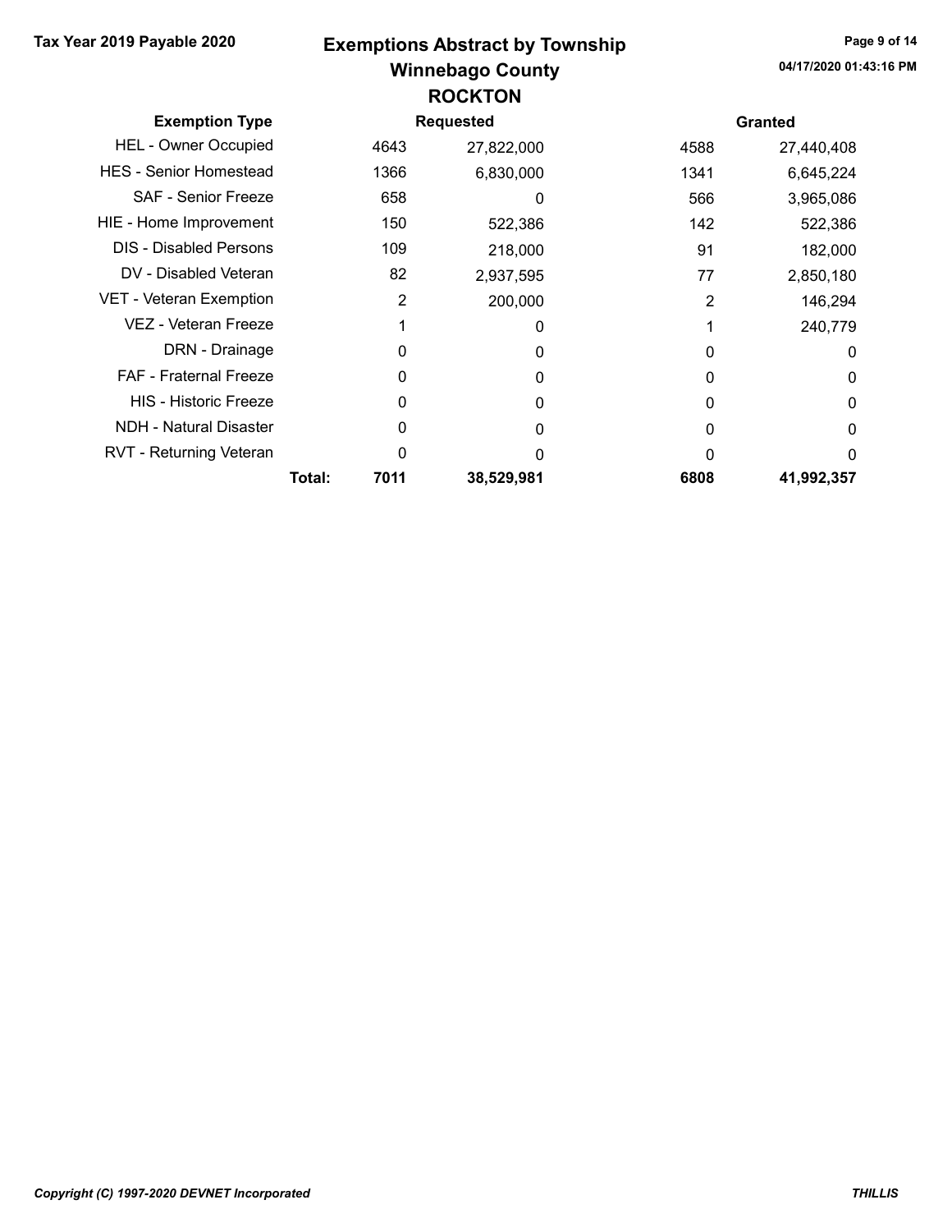# Exemptions Abstract by Township

## Winnebago County

## ROCKTON

| Exemption Type | Requested | | Granted | |
|---|---|---|---|---|
| HEL - Owner Occupied | 4643 | 27,822,000 | 4588 | 27,440,408 |
| HES - Senior Homestead | 1366 | 6,830,000 | 1341 | 6,645,224 |
| SAF - Senior Freeze | 658 | 0 | 566 | 3,965,086 |
| HIE - Home Improvement | 150 | 522,386 | 142 | 522,386 |
| DIS - Disabled Persons | 109 | 218,000 | 91 | 182,000 |
| DV - Disabled Veteran | 82 | 2,937,595 | 77 | 2,850,180 |
| VET - Veteran Exemption | 2 | 200,000 | 2 | 146,294 |
| VEZ - Veteran Freeze | 1 | 0 | 1 | 240,779 |
| DRN - Drainage | 0 | 0 | 0 | 0 |
| FAF - Fraternal Freeze | 0 | 0 | 0 | 0 |
| HIS - Historic Freeze | 0 | 0 | 0 | 0 |
| NDH - Natural Disaster | 0 | 0 | 0 | 0 |
| RVT - Returning Veteran | 0 | 0 | 0 | 0 |
| **Total:** | **7011** | **38,529,981** | **6808** | **41,992,357** |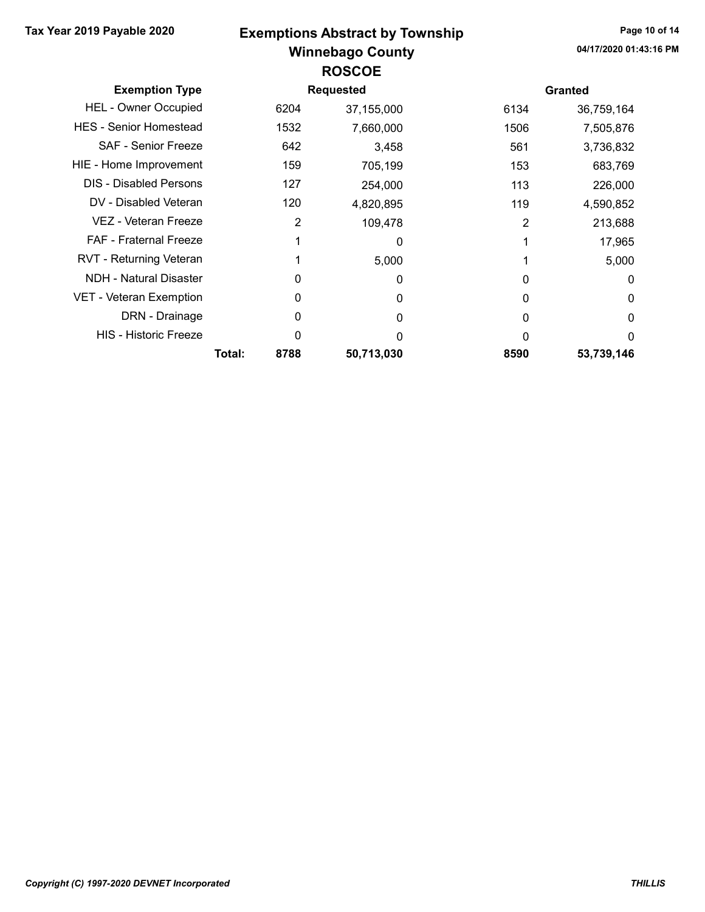# Exemptions Abstract by Township

## Winnebago County

## ROSCOE

Tax Year 2019 Payable 2020

04/17/2020 01:43:16 PM

| Exemption Type | | Requested | | Granted | |
|---|---|---|---|---|---|
| HEL - Owner Occupied | | 6204 | 37,155,000 | 6134 | 36,759,164 |
| HES - Senior Homestead | | 1532 | 7,660,000 | 1506 | 7,505,876 |
| SAF - Senior Freeze | | 642 | 3,458 | 561 | 3,736,832 |
| HIE - Home Improvement | | 159 | 705,199 | 153 | 683,769 |
| DIS - Disabled Persons | | 127 | 254,000 | 113 | 226,000 |
| DV - Disabled Veteran | | 120 | 4,820,895 | 119 | 4,590,852 |
| VEZ - Veteran Freeze | | 2 | 109,478 | 2 | 213,688 |
| FAF - Fraternal Freeze | | 1 | 0 | 1 | 17,965 |
| RVT - Returning Veteran | | 1 | 5,000 | 1 | 5,000 |
| NDH - Natural Disaster | | 0 | 0 | 0 | 0 |
| VET - Veteran Exemption | | 0 | 0 | 0 | 0 |
| DRN - Drainage | | 0 | 0 | 0 | 0 |
| HIS - Historic Freeze | | 0 | 0 | 0 | 0 |
| | **Total:** | **8788** | **50,713,030** | **8590** | **53,739,146** |

*Copyright (C) 1997-2020 DEVNET Incorporated*

***THILLIS***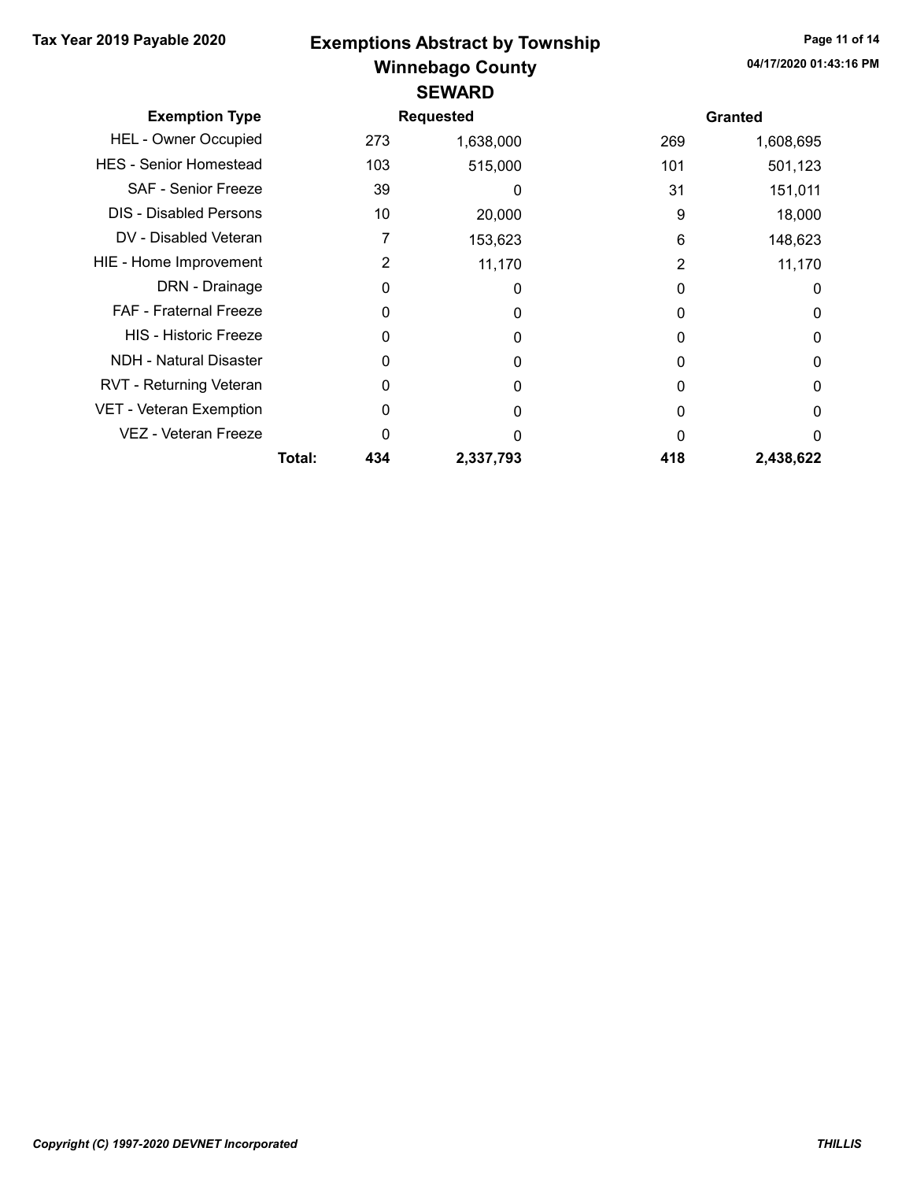# Exemptions Abstract by Township

## Winnebago County

### SEWARD

Tax Year 2019 Payable 2020

04/17/2020 01:43:16 PM

| Exemption Type | Requested | | Granted | |
|---|---|---|---|---|
| HEL - Owner Occupied | 273 | 1,638,000 | 269 | 1,608,695 |
| HES - Senior Homestead | 103 | 515,000 | 101 | 501,123 |
| SAF - Senior Freeze | 39 | 0 | 31 | 151,011 |
| DIS - Disabled Persons | 10 | 20,000 | 9 | 18,000 |
| DV - Disabled Veteran | 7 | 153,623 | 6 | 148,623 |
| HIE - Home Improvement | 2 | 11,170 | 2 | 11,170 |
| DRN - Drainage | 0 | 0 | 0 | 0 |
| FAF - Fraternal Freeze | 0 | 0 | 0 | 0 |
| HIS - Historic Freeze | 0 | 0 | 0 | 0 |
| NDH - Natural Disaster | 0 | 0 | 0 | 0 |
| RVT - Returning Veteran | 0 | 0 | 0 | 0 |
| VET - Veteran Exemption | 0 | 0 | 0 | 0 |
| VEZ - Veteran Freeze | 0 | 0 | 0 | 0 |
| **Total:** | **434** | **2,337,793** | **418** | **2,438,622** |

*Copyright (C) 1997-2020 DEVNET Incorporated*

*THILLIS*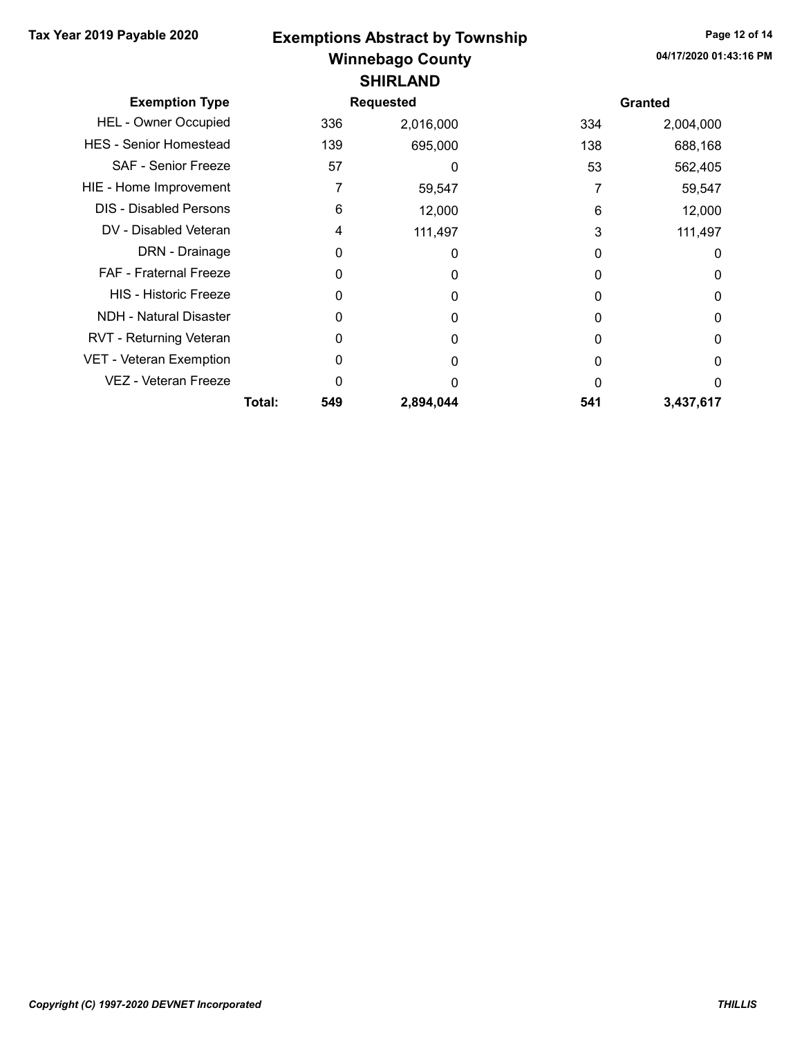# Exemptions Abstract by Township

## Winnebago County

## SHIRLAND

Tax Year 2019 Payable 2020

| Exemption Type | | Requested | | Granted | |
|---|---|---|---|---|---|
| HEL - Owner Occupied | | 336 | 2,016,000 | 334 | 2,004,000 |
| HES - Senior Homestead | | 139 | 695,000 | 138 | 688,168 |
| SAF - Senior Freeze | | 57 | 0 | 53 | 562,405 |
| HIE - Home Improvement | | 7 | 59,547 | 7 | 59,547 |
| DIS - Disabled Persons | | 6 | 12,000 | 6 | 12,000 |
| DV - Disabled Veteran | | 4 | 111,497 | 3 | 111,497 |
| DRN - Drainage | | 0 | 0 | 0 | 0 |
| FAF - Fraternal Freeze | | 0 | 0 | 0 | 0 |
| HIS - Historic Freeze | | 0 | 0 | 0 | 0 |
| NDH - Natural Disaster | | 0 | 0 | 0 | 0 |
| RVT - Returning Veteran | | 0 | 0 | 0 | 0 |
| VET - Veteran Exemption | | 0 | 0 | 0 | 0 |
| VEZ - Veteran Freeze | | 0 | 0 | 0 | 0 |
| | **Total:** | **549** | **2,894,044** | **541** | **3,437,617** |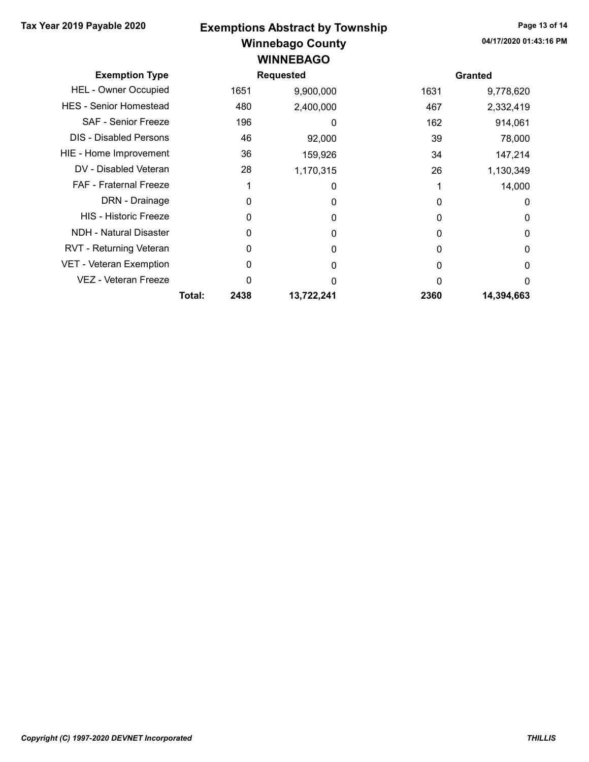# Exemptions Abstract by Township

## Winnebago County

### WINNEBAGO

Tax Year 2019 Payable 2020

| Exemption Type | | Requested | | Granted | |
|---|---|---|---|---|---|
| HEL - Owner Occupied | | 1651 | 9,900,000 | 1631 | 9,778,620 |
| HES - Senior Homestead | | 480 | 2,400,000 | 467 | 2,332,419 |
| SAF - Senior Freeze | | 196 | 0 | 162 | 914,061 |
| DIS - Disabled Persons | | 46 | 92,000 | 39 | 78,000 |
| HIE - Home Improvement | | 36 | 159,926 | 34 | 147,214 |
| DV - Disabled Veteran | | 28 | 1,170,315 | 26 | 1,130,349 |
| FAF - Fraternal Freeze | | 1 | 0 | 1 | 14,000 |
| DRN - Drainage | | 0 | 0 | 0 | 0 |
| HIS - Historic Freeze | | 0 | 0 | 0 | 0 |
| NDH - Natural Disaster | | 0 | 0 | 0 | 0 |
| RVT - Returning Veteran | | 0 | 0 | 0 | 0 |
| VET - Veteran Exemption | | 0 | 0 | 0 | 0 |
| VEZ - Veteran Freeze | | 0 | 0 | 0 | 0 |
| | **Total:** | **2438** | **13,722,241** | **2360** | **14,394,663** |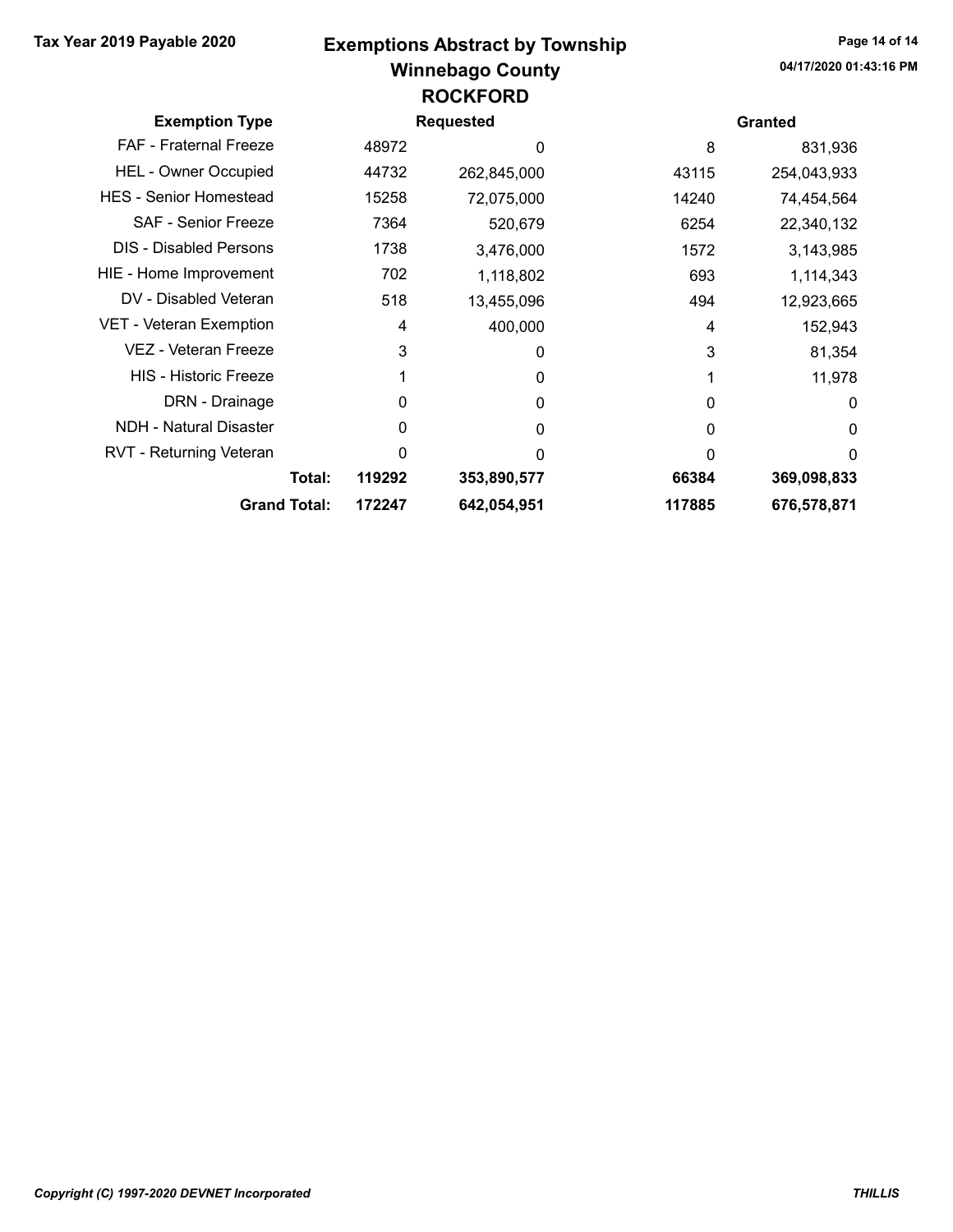Tax Year 2019 Payable 2020

# Exemptions Abstract by Township
## Winnebago County
## ROCKFORD

04/17/2020 01:43:16 PM

| Exemption Type | Requested | | Granted | |
|---|---|---|---|---|
| FAF - Fraternal Freeze | 48972 | 0 | 8 | 831,936 |
| HEL - Owner Occupied | 44732 | 262,845,000 | 43115 | 254,043,933 |
| HES - Senior Homestead | 15258 | 72,075,000 | 14240 | 74,454,564 |
| SAF - Senior Freeze | 7364 | 520,679 | 6254 | 22,340,132 |
| DIS - Disabled Persons | 1738 | 3,476,000 | 1572 | 3,143,985 |
| HIE - Home Improvement | 702 | 1,118,802 | 693 | 1,114,343 |
| DV - Disabled Veteran | 518 | 13,455,096 | 494 | 12,923,665 |
| VET - Veteran Exemption | 4 | 400,000 | 4 | 152,943 |
| VEZ - Veteran Freeze | 3 | 0 | 3 | 81,354 |
| HIS - Historic Freeze | 1 | 0 | 1 | 11,978 |
| DRN - Drainage | 0 | 0 | 0 | 0 |
| NDH - Natural Disaster | 0 | 0 | 0 | 0 |
| RVT - Returning Veteran | 0 | 0 | 0 | 0 |
| **Total:** | **119292** | **353,890,577** | **66384** | **369,098,833** |
| **Grand Total:** | **172247** | **642,054,951** | **117885** | **676,578,871** |

*Copyright (C) 1997-2020 DEVNET Incorporated*

*THILLIS*